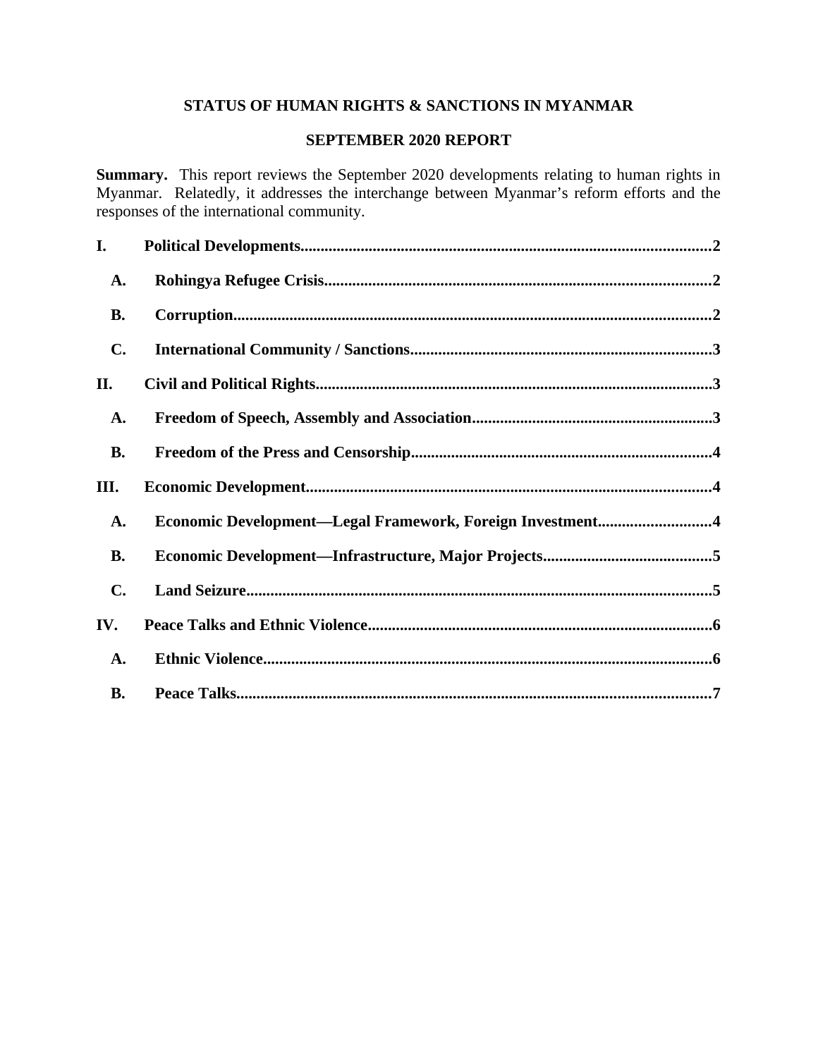# STATUS OF HUMAN RIGHTS & SANCTIONS IN MYANMAR

## SEPTEMBER 2020 REPORT

**Summary.** This report reviews the September 2020 developments relating to human rights in Myanmar. Relatedly, it addresses the interchange between Myanmar's reform efforts and the responses of the international community.

**I. Political Developments....................................................................................................2**

- **A. Rohingya Refugee Crisis...............................................................................................2**
- **B. Corruption.....................................................................................................................2**
- **C. International Community / Sanctions..........................................................................3**

**II. Civil and Political Rights.................................................................................................3**

- **A. Freedom of Speech, Assembly and Association...........................................................3**
- **B. Freedom of the Press and Censorship..........................................................................4**

**III. Economic Development...................................................................................................4**

- **A. Economic Development—Legal Framework, Foreign Investment...........................4**
- **B. Economic Development—Infrastructure, Major Projects.........................................5**
- **C. Land Seizure..................................................................................................................5**

**IV. Peace Talks and Ethnic Violence....................................................................................6**

- **A. Ethnic Violence..............................................................................................................6**
- **B. Peace Talks.....................................................................................................................7**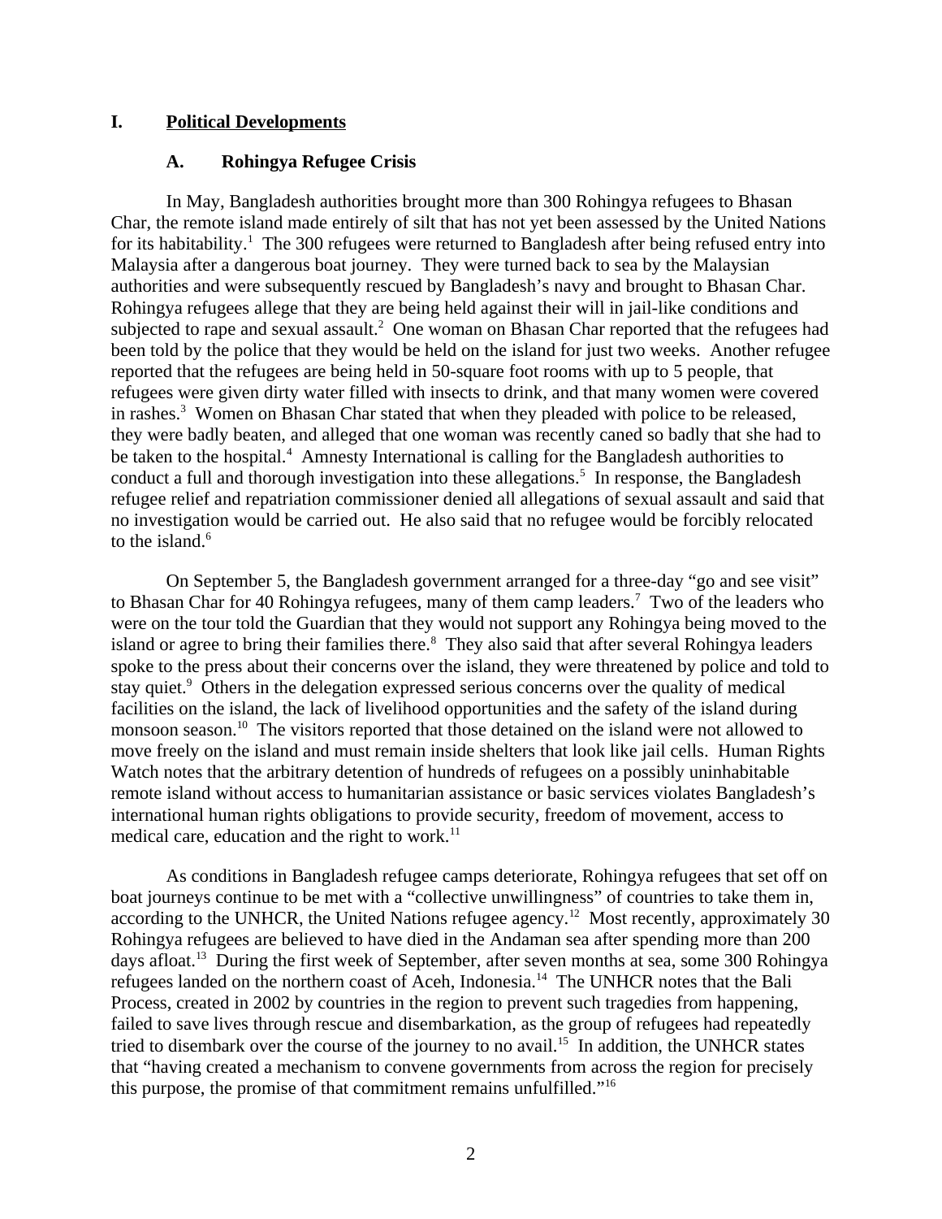# I. Political Developments

## A. Rohingya Refugee Crisis

In May, Bangladesh authorities brought more than 300 Rohingya refugees to Bhasan Char, the remote island made entirely of silt that has not yet been assessed by the United Nations for its habitability.[1] The 300 refugees were returned to Bangladesh after being refused entry into Malaysia after a dangerous boat journey. They were turned back to sea by the Malaysian authorities and were subsequently rescued by Bangladesh's navy and brought to Bhasan Char. Rohingya refugees allege that they are being held against their will in jail-like conditions and subjected to rape and sexual assault.[2] One woman on Bhasan Char reported that the refugees had been told by the police that they would be held on the island for just two weeks. Another refugee reported that the refugees are being held in 50-square foot rooms with up to 5 people, that refugees were given dirty water filled with insects to drink, and that many women were covered in rashes.[3] Women on Bhasan Char stated that when they pleaded with police to be released, they were badly beaten, and alleged that one woman was recently caned so badly that she had to be taken to the hospital.[4] Amnesty International is calling for the Bangladesh authorities to conduct a full and thorough investigation into these allegations.[5] In response, the Bangladesh refugee relief and repatriation commissioner denied all allegations of sexual assault and said that no investigation would be carried out. He also said that no refugee would be forcibly relocated to the island.[6]

On September 5, the Bangladesh government arranged for a three-day "go and see visit" to Bhasan Char for 40 Rohingya refugees, many of them camp leaders.[7] Two of the leaders who were on the tour told the Guardian that they would not support any Rohingya being moved to the island or agree to bring their families there.[8] They also said that after several Rohingya leaders spoke to the press about their concerns over the island, they were threatened by police and told to stay quiet.[9] Others in the delegation expressed serious concerns over the quality of medical facilities on the island, the lack of livelihood opportunities and the safety of the island during monsoon season.[10] The visitors reported that those detained on the island were not allowed to move freely on the island and must remain inside shelters that look like jail cells. Human Rights Watch notes that the arbitrary detention of hundreds of refugees on a possibly uninhabitable remote island without access to humanitarian assistance or basic services violates Bangladesh's international human rights obligations to provide security, freedom of movement, access to medical care, education and the right to work.[11]

As conditions in Bangladesh refugee camps deteriorate, Rohingya refugees that set off on boat journeys continue to be met with a "collective unwillingness" of countries to take them in, according to the UNHCR, the United Nations refugee agency.[12] Most recently, approximately 30 Rohingya refugees are believed to have died in the Andaman sea after spending more than 200 days afloat.[13] During the first week of September, after seven months at sea, some 300 Rohingya refugees landed on the northern coast of Aceh, Indonesia.[14] The UNHCR notes that the Bali Process, created in 2002 by countries in the region to prevent such tragedies from happening, failed to save lives through rescue and disembarkation, as the group of refugees had repeatedly tried to disembark over the course of the journey to no avail.[15] In addition, the UNHCR states that "having created a mechanism to convene governments from across the region for precisely this purpose, the promise of that commitment remains unfulfilled."[16]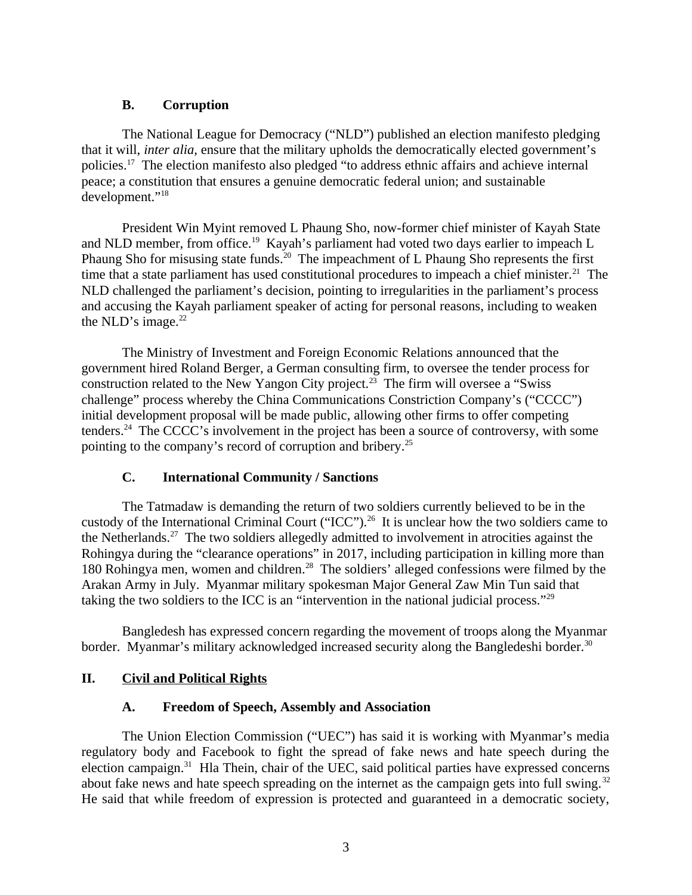### B. Corruption

The National League for Democracy ("NLD") published an election manifesto pledging that it will, *inter alia*, ensure that the military upholds the democratically elected government's policies.[17] The election manifesto also pledged "to address ethnic affairs and achieve internal peace; a constitution that ensures a genuine democratic federal union; and sustainable development."[18]

President Win Myint removed L Phaung Sho, now-former chief minister of Kayah State and NLD member, from office.[19] Kayah's parliament had voted two days earlier to impeach L Phaung Sho for misusing state funds.[20] The impeachment of L Phaung Sho represents the first time that a state parliament has used constitutional procedures to impeach a chief minister.[21] The NLD challenged the parliament's decision, pointing to irregularities in the parliament's process and accusing the Kayah parliament speaker of acting for personal reasons, including to weaken the NLD's image.[22]

The Ministry of Investment and Foreign Economic Relations announced that the government hired Roland Berger, a German consulting firm, to oversee the tender process for construction related to the New Yangon City project.[23] The firm will oversee a "Swiss challenge" process whereby the China Communications Constriction Company's ("CCCC") initial development proposal will be made public, allowing other firms to offer competing tenders.[24] The CCCC's involvement in the project has been a source of controversy, with some pointing to the company's record of corruption and bribery.[25]

### C. International Community / Sanctions

The Tatmadaw is demanding the return of two soldiers currently believed to be in the custody of the International Criminal Court ("ICC").[26] It is unclear how the two soldiers came to the Netherlands.[27] The two soldiers allegedly admitted to involvement in atrocities against the Rohingya during the "clearance operations" in 2017, including participation in killing more than 180 Rohingya men, women and children.[28] The soldiers' alleged confessions were filmed by the Arakan Army in July. Myanmar military spokesman Major General Zaw Min Tun said that taking the two soldiers to the ICC is an "intervention in the national judicial process."[29]

Bangledesh has expressed concern regarding the movement of troops along the Myanmar border. Myanmar's military acknowledged increased security along the Bangledeshi border.[30]

## II. Civil and Political Rights

### A. Freedom of Speech, Assembly and Association

The Union Election Commission ("UEC") has said it is working with Myanmar's media regulatory body and Facebook to fight the spread of fake news and hate speech during the election campaign.[31] Hla Thein, chair of the UEC, said political parties have expressed concerns about fake news and hate speech spreading on the internet as the campaign gets into full swing.[32] He said that while freedom of expression is protected and guaranteed in a democratic society,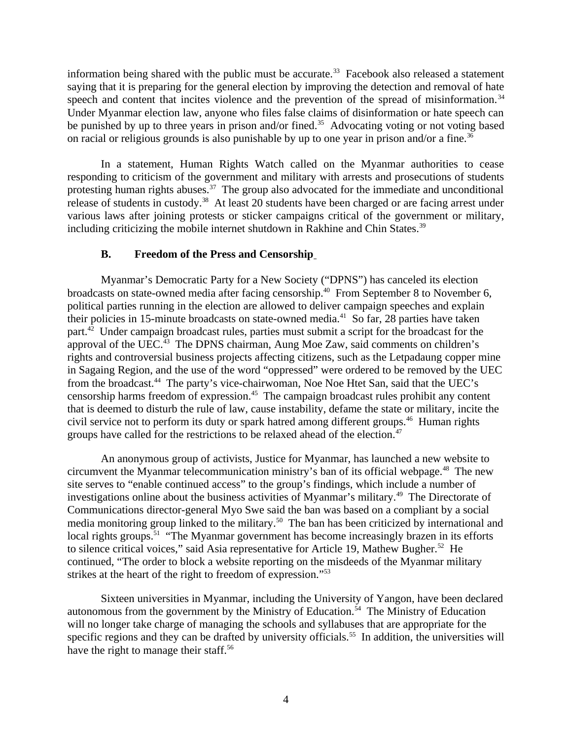information being shared with the public must be accurate.[33] Facebook also released a statement saying that it is preparing for the general election by improving the detection and removal of hate speech and content that incites violence and the prevention of the spread of misinformation.[34] Under Myanmar election law, anyone who files false claims of disinformation or hate speech can be punished by up to three years in prison and/or fined.[35] Advocating voting or not voting based on racial or religious grounds is also punishable by up to one year in prison and/or a fine.[36]

In a statement, Human Rights Watch called on the Myanmar authorities to cease responding to criticism of the government and military with arrests and prosecutions of students protesting human rights abuses.[37] The group also advocated for the immediate and unconditional release of students in custody.[38] At least 20 students have been charged or are facing arrest under various laws after joining protests or sticker campaigns critical of the government or military, including criticizing the mobile internet shutdown in Rakhine and Chin States.[39]

### B. Freedom of the Press and Censorship

Myanmar's Democratic Party for a New Society ("DPNS") has canceled its election broadcasts on state-owned media after facing censorship.[40] From September 8 to November 6, political parties running in the election are allowed to deliver campaign speeches and explain their policies in 15-minute broadcasts on state-owned media.[41] So far, 28 parties have taken part.[42] Under campaign broadcast rules, parties must submit a script for the broadcast for the approval of the UEC.[43] The DPNS chairman, Aung Moe Zaw, said comments on children's rights and controversial business projects affecting citizens, such as the Letpadaung copper mine in Sagaing Region, and the use of the word "oppressed" were ordered to be removed by the UEC from the broadcast.[44] The party's vice-chairwoman, Noe Noe Htet San, said that the UEC's censorship harms freedom of expression.[45] The campaign broadcast rules prohibit any content that is deemed to disturb the rule of law, cause instability, defame the state or military, incite the civil service not to perform its duty or spark hatred among different groups.[46] Human rights groups have called for the restrictions to be relaxed ahead of the election.[47]

An anonymous group of activists, Justice for Myanmar, has launched a new website to circumvent the Myanmar telecommunication ministry's ban of its official webpage.[48] The new site serves to "enable continued access" to the group's findings, which include a number of investigations online about the business activities of Myanmar's military.[49] The Directorate of Communications director-general Myo Swe said the ban was based on a compliant by a social media monitoring group linked to the military.[50] The ban has been criticized by international and local rights groups.[51] "The Myanmar government has become increasingly brazen in its efforts to silence critical voices," said Asia representative for Article 19, Mathew Bugher.[52] He continued, "The order to block a website reporting on the misdeeds of the Myanmar military strikes at the heart of the right to freedom of expression."[53]

Sixteen universities in Myanmar, including the University of Yangon, have been declared autonomous from the government by the Ministry of Education.[54] The Ministry of Education will no longer take charge of managing the schools and syllabuses that are appropriate for the specific regions and they can be drafted by university officials.[55] In addition, the universities will have the right to manage their staff.[56]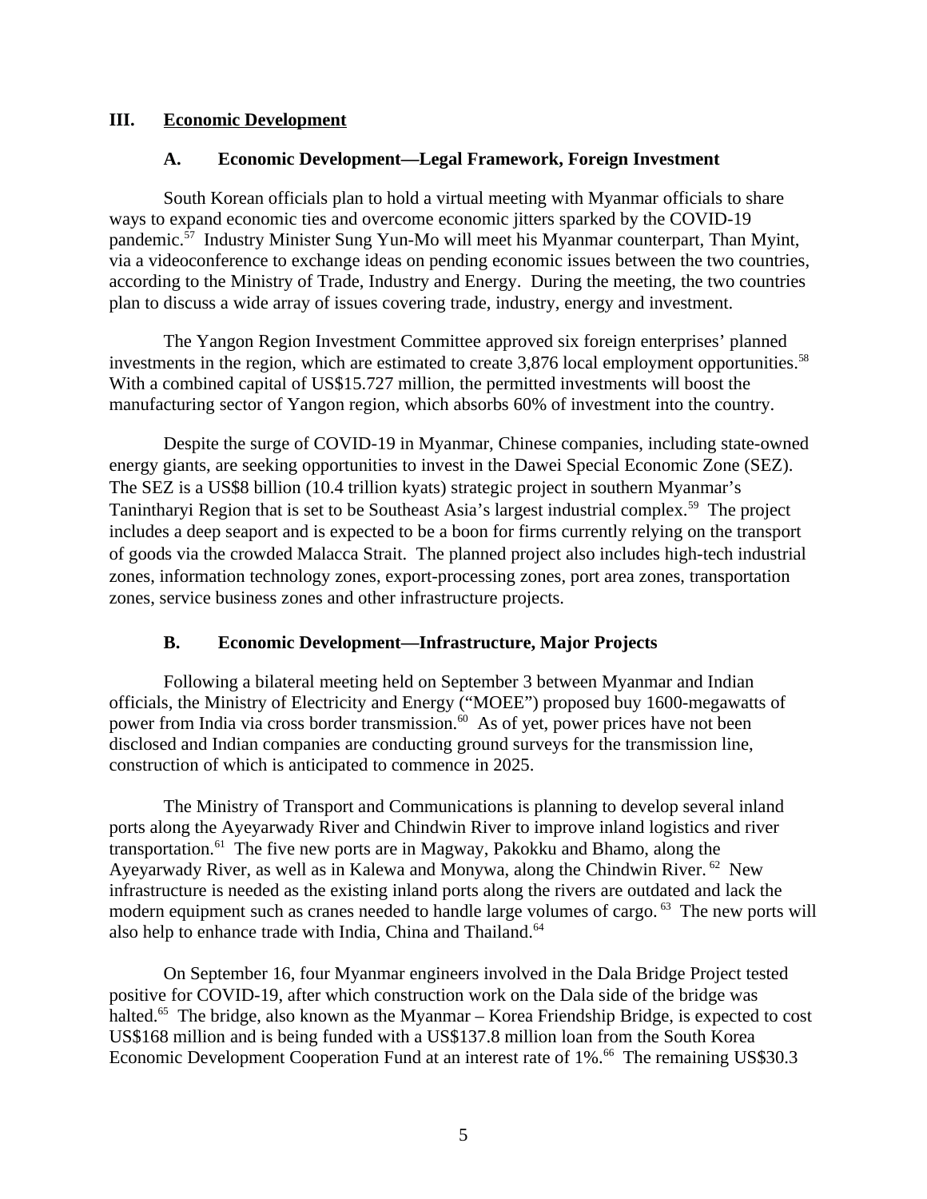## III. Economic Development

### A. Economic Development—Legal Framework, Foreign Investment

South Korean officials plan to hold a virtual meeting with Myanmar officials to share ways to expand economic ties and overcome economic jitters sparked by the COVID-19 pandemic.[57] Industry Minister Sung Yun-Mo will meet his Myanmar counterpart, Than Myint, via a videoconference to exchange ideas on pending economic issues between the two countries, according to the Ministry of Trade, Industry and Energy. During the meeting, the two countries plan to discuss a wide array of issues covering trade, industry, energy and investment.

The Yangon Region Investment Committee approved six foreign enterprises' planned investments in the region, which are estimated to create 3,876 local employment opportunities.[58] With a combined capital of US$15.727 million, the permitted investments will boost the manufacturing sector of Yangon region, which absorbs 60% of investment into the country.

Despite the surge of COVID-19 in Myanmar, Chinese companies, including state-owned energy giants, are seeking opportunities to invest in the Dawei Special Economic Zone (SEZ). The SEZ is a US$8 billion (10.4 trillion kyats) strategic project in southern Myanmar's Tanintharyi Region that is set to be Southeast Asia's largest industrial complex.[59] The project includes a deep seaport and is expected to be a boon for firms currently relying on the transport of goods via the crowded Malacca Strait. The planned project also includes high-tech industrial zones, information technology zones, export-processing zones, port area zones, transportation zones, service business zones and other infrastructure projects.

### B. Economic Development—Infrastructure, Major Projects

Following a bilateral meeting held on September 3 between Myanmar and Indian officials, the Ministry of Electricity and Energy ("MOEE") proposed buy 1600-megawatts of power from India via cross border transmission.[60] As of yet, power prices have not been disclosed and Indian companies are conducting ground surveys for the transmission line, construction of which is anticipated to commence in 2025.

The Ministry of Transport and Communications is planning to develop several inland ports along the Ayeyarwady River and Chindwin River to improve inland logistics and river transportation.[61] The five new ports are in Magway, Pakokku and Bhamo, along the Ayeyarwady River, as well as in Kalewa and Monywa, along the Chindwin River.[62] New infrastructure is needed as the existing inland ports along the rivers are outdated and lack the modern equipment such as cranes needed to handle large volumes of cargo.[63] The new ports will also help to enhance trade with India, China and Thailand.[64]

On September 16, four Myanmar engineers involved in the Dala Bridge Project tested positive for COVID-19, after which construction work on the Dala side of the bridge was halted.[65] The bridge, also known as the Myanmar – Korea Friendship Bridge, is expected to cost US$168 million and is being funded with a US$137.8 million loan from the South Korea Economic Development Cooperation Fund at an interest rate of 1%.[66] The remaining US$30.3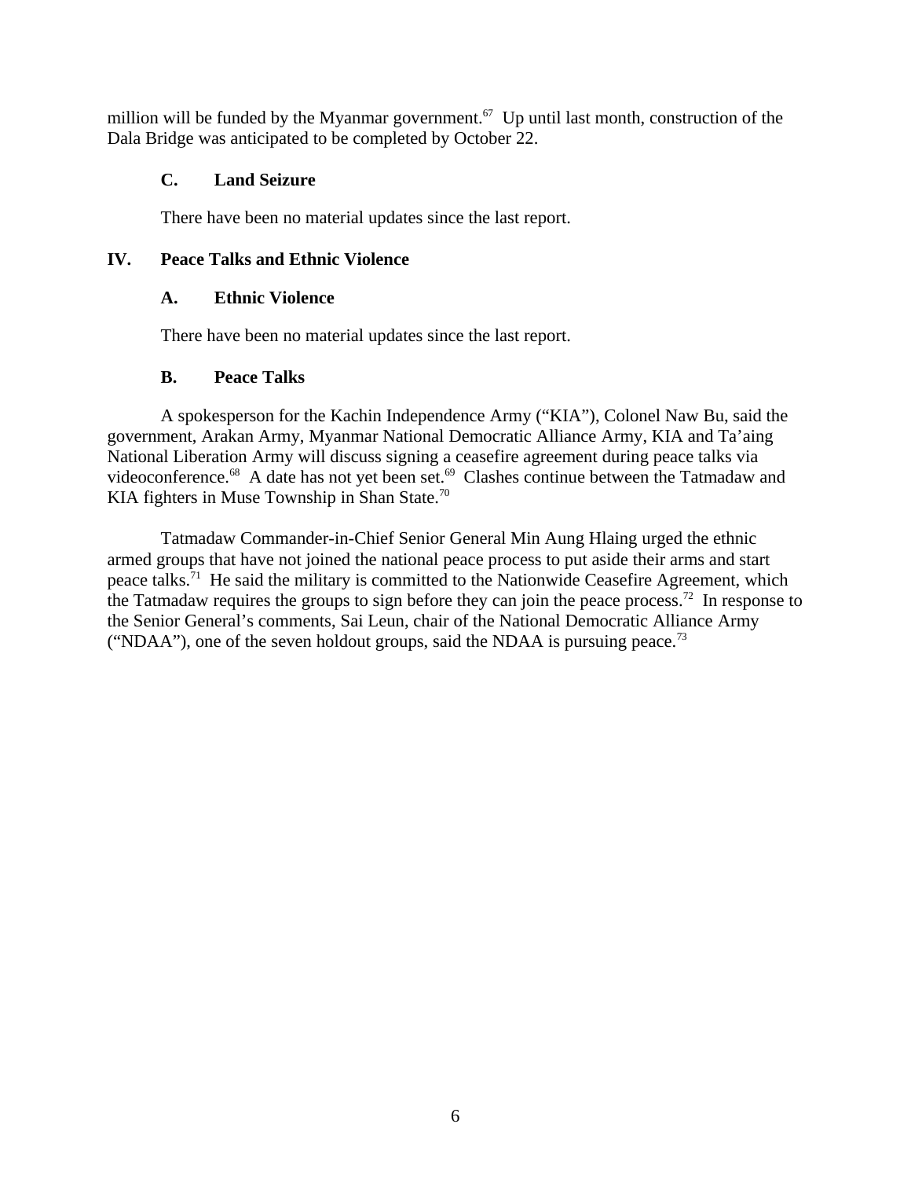million will be funded by the Myanmar government.[67] Up until last month, construction of the Dala Bridge was anticipated to be completed by October 22.

### C. Land Seizure

There have been no material updates since the last report.

## IV. Peace Talks and Ethnic Violence

### A. Ethnic Violence

There have been no material updates since the last report.

### B. Peace Talks

A spokesperson for the Kachin Independence Army ("KIA"), Colonel Naw Bu, said the government, Arakan Army, Myanmar National Democratic Alliance Army, KIA and Ta'aing National Liberation Army will discuss signing a ceasefire agreement during peace talks via videoconference.[68] A date has not yet been set.[69] Clashes continue between the Tatmadaw and KIA fighters in Muse Township in Shan State.[70]

Tatmadaw Commander-in-Chief Senior General Min Aung Hlaing urged the ethnic armed groups that have not joined the national peace process to put aside their arms and start peace talks.[71] He said the military is committed to the Nationwide Ceasefire Agreement, which the Tatmadaw requires the groups to sign before they can join the peace process.[72] In response to the Senior General's comments, Sai Leun, chair of the National Democratic Alliance Army ("NDAA"), one of the seven holdout groups, said the NDAA is pursuing peace.[73]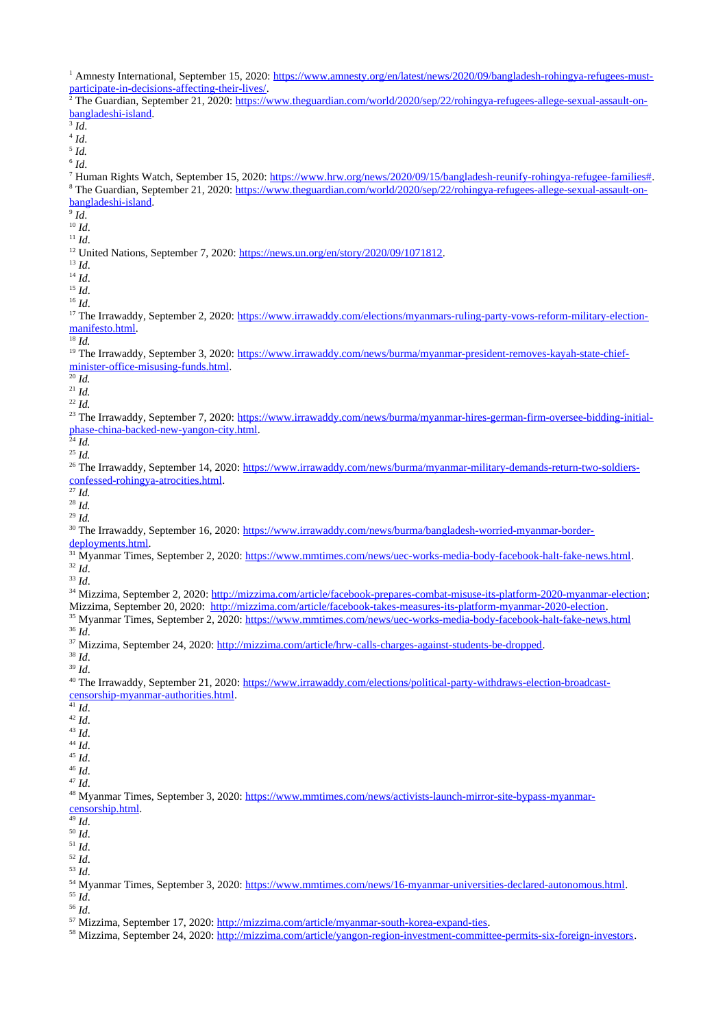[1] Amnesty International, September 15, 2020: https://www.amnesty.org/en/latest/news/2020/09/bangladesh-rohingya-refugees-must-participate-in-decisions-affecting-their-lives/.

[2] The Guardian, September 21, 2020: https://www.theguardian.com/world/2020/sep/22/rohingya-refugees-allege-sexual-assault-on-bangladeshi-island.

[3] *Id*.

[4] *Id*.

[5] *Id*.

[6] *Id*.

[7] Human Rights Watch, September 15, 2020: https://www.hrw.org/news/2020/09/15/bangladesh-reunify-rohingya-refugee-families#.

[8] The Guardian, September 21, 2020: https://www.theguardian.com/world/2020/sep/22/rohingya-refugees-allege-sexual-assault-on-bangladeshi-island.

[9] *Id*.

[10] *Id*.

[11] *Id*.

[12] United Nations, September 7, 2020: https://news.un.org/en/story/2020/09/1071812.

[13] *Id*.

[14] *Id*.

[15] *Id*.

[16] *Id*.

[17] The Irrawaddy, September 2, 2020: https://www.irrawaddy.com/elections/myanmars-ruling-party-vows-reform-military-election-manifesto.html.

[18] *Id.*

[19] The Irrawaddy, September 3, 2020: https://www.irrawaddy.com/news/burma/myanmar-president-removes-kayah-state-chief-minister-office-misusing-funds.html.

[20] *Id.*

[21] *Id.*

[22] *Id.*

[23] The Irrawaddy, September 7, 2020: https://www.irrawaddy.com/news/burma/myanmar-hires-german-firm-oversee-bidding-initial-phase-china-backed-new-yangon-city.html.

[24] *Id.*

[25] *Id.*

[26] The Irrawaddy, September 14, 2020: https://www.irrawaddy.com/news/burma/myanmar-military-demands-return-two-soldiers-confessed-rohingya-atrocities.html.

[27] *Id.*

[28] *Id.*

[29] *Id.*

[30] The Irrawaddy, September 16, 2020: https://www.irrawaddy.com/news/burma/bangladesh-worried-myanmar-border-deployments.html.

[31] Myanmar Times, September 2, 2020: https://www.mmtimes.com/news/uec-works-media-body-facebook-halt-fake-news.html.

[32] *Id*.

[33] *Id*.

[34] Mizzima, September 2, 2020: http://mizzima.com/article/facebook-prepares-combat-misuse-its-platform-2020-myanmar-election; Mizzima, September 20, 2020: http://mizzima.com/article/facebook-takes-measures-its-platform-myanmar-2020-election.

[35] Myanmar Times, September 2, 2020: https://www.mmtimes.com/news/uec-works-media-body-facebook-halt-fake-news.html

[36] *Id*.

[37] Mizzima, September 24, 2020: http://mizzima.com/article/hrw-calls-charges-against-students-be-dropped.

[38] *Id*.

[39] *Id*.

[40] The Irrawaddy, September 21, 2020: https://www.irrawaddy.com/elections/political-party-withdraws-election-broadcast-censorship-myanmar-authorities.html.

[41] *Id*.

[42] *Id*.

[43] *Id*.

[44] *Id*.

[45] *Id*.

[46] *Id*.

[47] *Id*.

[48] Myanmar Times, September 3, 2020: https://www.mmtimes.com/news/activists-launch-mirror-site-bypass-myanmar-censorship.html.

[49] *Id*.

[50] *Id*.

[51] *Id*.

[52] *Id*.

[53] *Id*.

[54] Myanmar Times, September 3, 2020: https://www.mmtimes.com/news/16-myanmar-universities-declared-autonomous.html.

[55] *Id*.

[56] *Id*.

[57] Mizzima, September 17, 2020: http://mizzima.com/article/myanmar-south-korea-expand-ties.

[58] Mizzima, September 24, 2020: http://mizzima.com/article/yangon-region-investment-committee-permits-six-foreign-investors.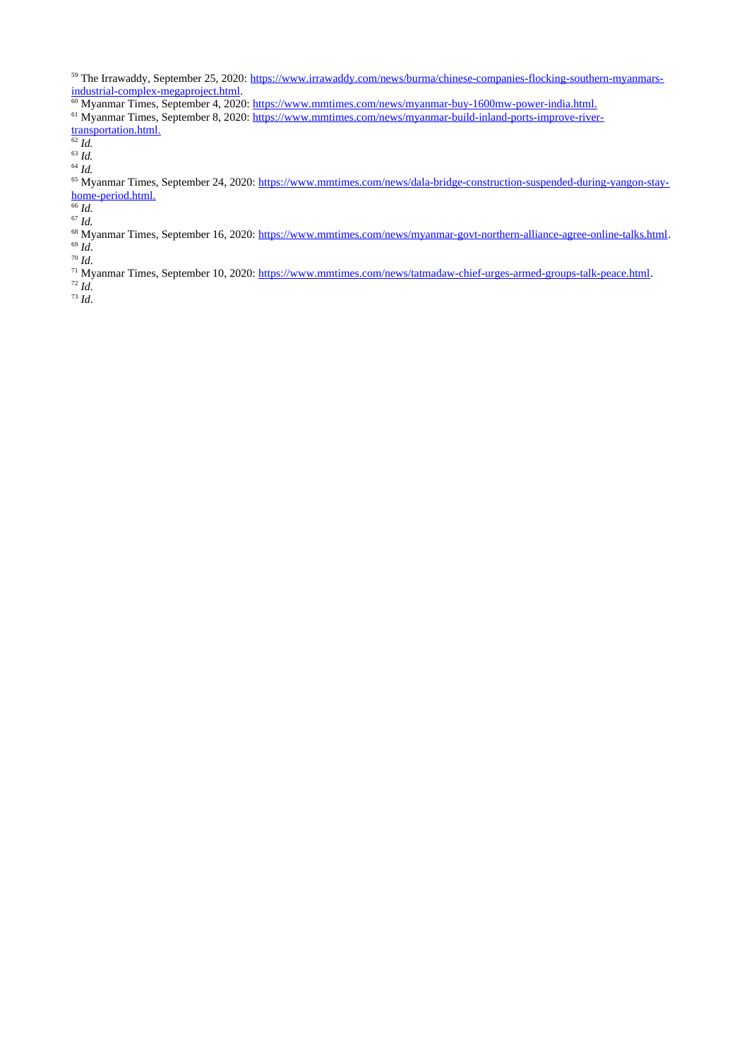[59] The Irrawaddy, September 25, 2020: https://www.irrawaddy.com/news/burma/chinese-companies-flocking-southern-myanmars-industrial-complex-megaproject.html.

[60] Myanmar Times, September 4, 2020: https://www.mmtimes.com/news/myanmar-buy-1600mw-power-india.html.

[61] Myanmar Times, September 8, 2020: https://www.mmtimes.com/news/myanmar-build-inland-ports-improve-river-transportation.html.

[62] *Id.*

[63] *Id.*

[64] *Id.*

[65] Myanmar Times, September 24, 2020: https://www.mmtimes.com/news/dala-bridge-construction-suspended-during-yangon-stay-home-period.html.

[66] *Id.*

[67] *Id.*

[68] Myanmar Times, September 16, 2020: https://www.mmtimes.com/news/myanmar-govt-northern-alliance-agree-online-talks.html.

[69] *Id*.

[70] *Id*.

[71] Myanmar Times, September 10, 2020: https://www.mmtimes.com/news/tatmadaw-chief-urges-armed-groups-talk-peace.html.

[72] *Id*.

[73] *Id*.